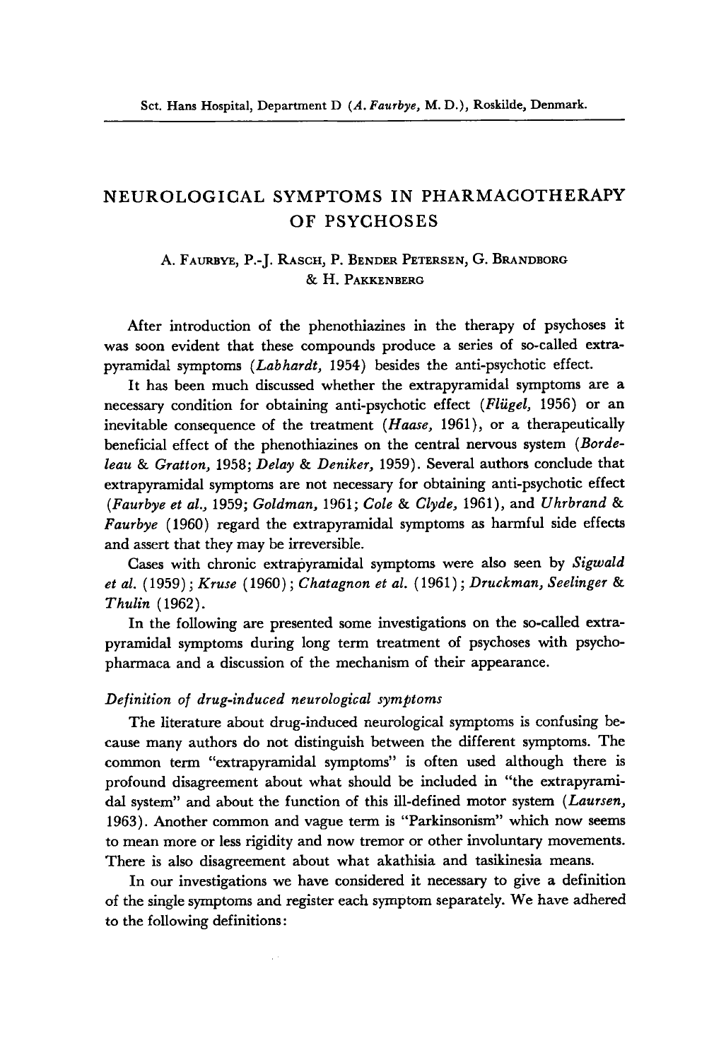Sct. Hans Hospital, Department D (*A. Faurbye*, M. D.), Roskilde, Denmark.

# NEUROLOGICAL SYMPTOMS IN PHARMACOTHERAPY OF PSYCHOSES

A. Faurbye, P.-J. Rasch, P. Bender Petersen, G. Brandborg & H. Pakkenberg

After introduction of the phenothiazines in the therapy of psychoses it was soon evident that these compounds produce a series of so-called extrapyramidal symptoms (*Labhardt*, 1954) besides the anti-psychotic effect.

It has been much discussed whether the extrapyramidal symptoms are a necessary condition for obtaining anti-psychotic effect (*Flügel*, 1956) or an inevitable consequence of the treatment (*Haase*, 1961), or a therapeutically beneficial effect of the phenothiazines on the central nervous system (*Bordeleau* & *Gratton*, 1958; *Delay* & *Deniker*, 1959). Several authors conclude that extrapyramidal symptoms are not necessary for obtaining anti-psychotic effect (*Faurbye et al.*, 1959; *Goldman*, 1961; *Cole* & *Clyde*, 1961), and *Uhrbrand* & *Faurbye* (1960) regard the extrapyramidal symptoms as harmful side effects and assert that they may be irreversible.

Cases with chronic extrapyramidal symptoms were also seen by *Sigwald et al.* (1959); *Kruse* (1960); *Chatagnon et al.* (1961); *Druckman, Seelinger* & *Thulin* (1962).

In the following are presented some investigations on the so-called extrapyramidal symptoms during long term treatment of psychoses with psychopharmaca and a discussion of the mechanism of their appearance.

### *Definition of drug-induced neurological symptoms*

The literature about drug-induced neurological symptoms is confusing because many authors do not distinguish between the different symptoms. The common term "extrapyramidal symptoms" is often used although there is profound disagreement about what should be included in "the extrapyramidal system" and about the function of this ill-defined motor system (*Laursen*, 1963). Another common and vague term is "Parkinsonism" which now seems to mean more or less rigidity and now tremor or other involuntary movements. There is also disagreement about what akathisia and tasikinesia means.

In our investigations we have considered it necessary to give a definition of the single symptoms and register each symptom separately. We have adhered to the following definitions: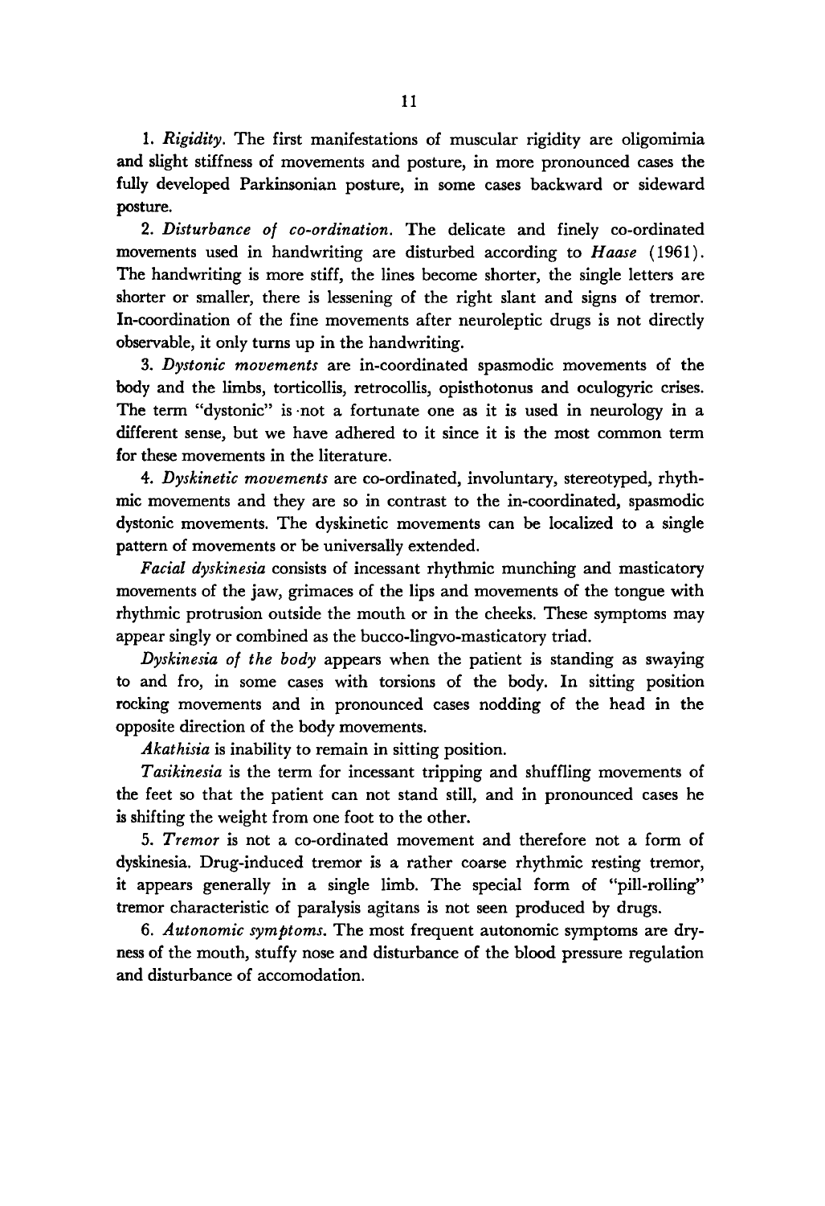1. *Rigidity*. The first manifestations of muscular rigidity are oligomimia and slight stiffness of movements and posture, in more pronounced cases the fully developed Parkinsonian posture, in some cases backward or sideward posture.

2. *Disturbance of co-ordination*. The delicate and finely co-ordinated movements used in handwriting are disturbed according to *Haase* (1961). The handwriting is more stiff, the lines become shorter, the single letters are shorter or smaller, there is lessening of the right slant and signs of tremor. In-coordination of the fine movements after neuroleptic drugs is not directly observable, it only turns up in the handwriting.

3. *Dystonic movements* are in-coordinated spasmodic movements of the body and the limbs, torticollis, retrocollis, opisthotonus and oculogyric crises. The term "dystonic" is not a fortunate one as it is used in neurology in a different sense, but we have adhered to it since it is the most common term for these movements in the literature.

4. *Dyskinetic movements* are co-ordinated, involuntary, stereotyped, rhythmic movements and they are so in contrast to the in-coordinated, spasmodic dystonic movements. The dyskinetic movements can be localized to a single pattern of movements or be universally extended.

*Facial dyskinesia* consists of incessant rhythmic munching and masticatory movements of the jaw, grimaces of the lips and movements of the tongue with rhythmic protrusion outside the mouth or in the cheeks. These symptoms may appear singly or combined as the bucco-lingvo-masticatory triad.

*Dyskinesia of the body* appears when the patient is standing as swaying to and fro, in some cases with torsions of the body. In sitting position rocking movements and in pronounced cases nodding of the head in the opposite direction of the body movements.

*Akathisia* is inability to remain in sitting position.

*Tasikinesia* is the term for incessant tripping and shuffling movements of the feet so that the patient can not stand still, and in pronounced cases he is shifting the weight from one foot to the other.

5. *Tremor* is not a co-ordinated movement and therefore not a form of dyskinesia. Drug-induced tremor is a rather coarse rhythmic resting tremor, it appears generally in a single limb. The special form of "pill-rolling" tremor characteristic of paralysis agitans is not seen produced by drugs.

6. *Autonomic symptoms*. The most frequent autonomic symptoms are dryness of the mouth, stuffy nose and disturbance of the blood pressure regulation and disturbance of accomodation.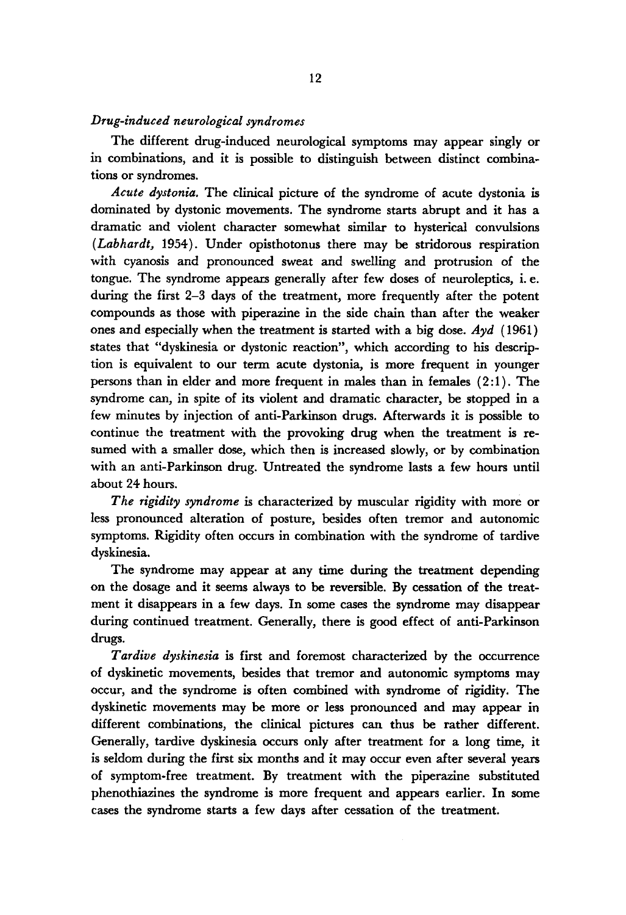### *Drug-induced neurological syndromes*

The different drug-induced neurological symptoms may appear singly or in combinations, and it is possible to distinguish between distinct combinations or syndromes.

*Acute dystonia.* The clinical picture of the syndrome of acute dystonia is dominated by dystonic movements. The syndrome starts abrupt and it has a dramatic and violent character somewhat similar to hysterical convulsions (*Labhardt,* 1954). Under opisthotonus there may be stridorous respiration with cyanosis and pronounced sweat and swelling and protrusion of the tongue. The syndrome appears generally after few doses of neuroleptics, i. e. during the first 2–3 days of the treatment, more frequently after the potent compounds as those with piperazine in the side chain than after the weaker ones and especially when the treatment is started with a big dose. *Ayd* (1961) states that "dyskinesia or dystonic reaction", which according to his description is equivalent to our term acute dystonia, is more frequent in younger persons than in elder and more frequent in males than in females (2:1). The syndrome can, in spite of its violent and dramatic character, be stopped in a few minutes by injection of anti-Parkinson drugs. Afterwards it is possible to continue the treatment with the provoking drug when the treatment is resumed with a smaller dose, which then is increased slowly, or by combination with an anti-Parkinson drug. Untreated the syndrome lasts a few hours until about 24 hours.

*The rigidity syndrome* is characterized by muscular rigidity with more or less pronounced alteration of posture, besides often tremor and autonomic symptoms. Rigidity often occurs in combination with the syndrome of tardive dyskinesia.

The syndrome may appear at any time during the treatment depending on the dosage and it seems always to be reversible. By cessation of the treatment it disappears in a few days. In some cases the syndrome may disappear during continued treatment. Generally, there is good effect of anti-Parkinson drugs.

*Tardive dyskinesia* is first and foremost characterized by the occurrence of dyskinetic movements, besides that tremor and autonomic symptoms may occur, and the syndrome is often combined with syndrome of rigidity. The dyskinetic movements may be more or less pronounced and may appear in different combinations, the clinical pictures can thus be rather different. Generally, tardive dyskinesia occurs only after treatment for a long time, it is seldom during the first six months and it may occur even after several years of symptom-free treatment. By treatment with the piperazine substituted phenothiazines the syndrome is more frequent and appears earlier. In some cases the syndrome starts a few days after cessation of the treatment.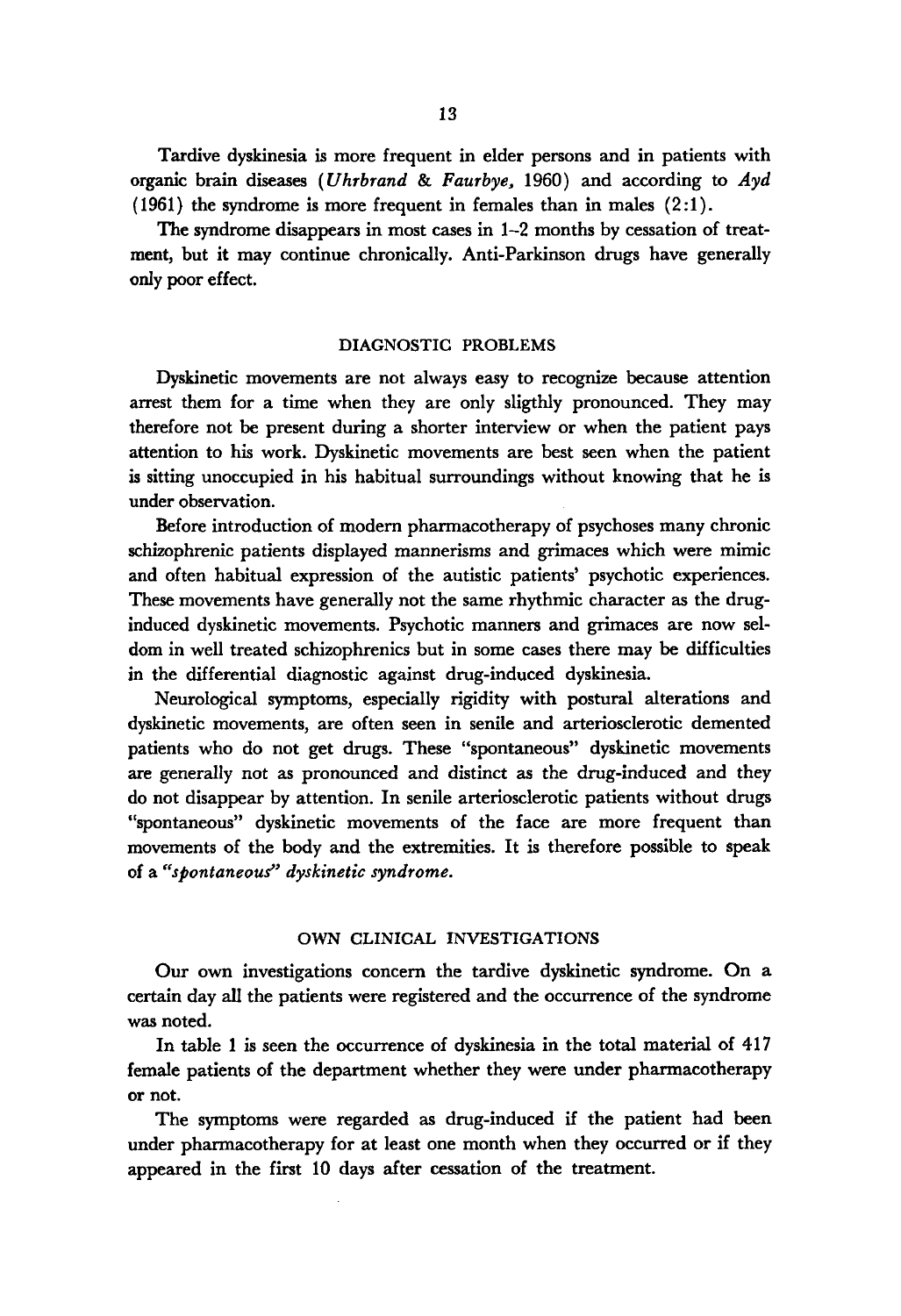Tardive dyskinesia is more frequent in elder persons and in patients with organic brain diseases (*Uhrbrand & Faurbye,* 1960) and according to *Ayd* (1961) the syndrome is more frequent in females than in males (2:1).

The syndrome disappears in most cases in 1–2 months by cessation of treatment, but it may continue chronically. Anti-Parkinson drugs have generally only poor effect.

## DIAGNOSTIC PROBLEMS

Dyskinetic movements are not always easy to recognize because attention arrest them for a time when they are only sligthly pronounced. They may therefore not be present during a shorter interview or when the patient pays attention to his work. Dyskinetic movements are best seen when the patient is sitting unoccupied in his habitual surroundings without knowing that he is under observation.

Before introduction of modern pharmacotherapy of psychoses many chronic schizophrenic patients displayed mannerisms and grimaces which were mimic and often habitual expression of the autistic patients' psychotic experiences. These movements have generally not the same rhythmic character as the drug-induced dyskinetic movements. Psychotic manners and grimaces are now seldom in well treated schizophrenics but in some cases there may be difficulties in the differential diagnostic against drug-induced dyskinesia.

Neurological symptoms, especially rigidity with postural alterations and dyskinetic movements, are often seen in senile and arteriosclerotic demented patients who do not get drugs. These "spontaneous" dyskinetic movements are generally not as pronounced and distinct as the drug-induced and they do not disappear by attention. In senile arteriosclerotic patients without drugs "spontaneous" dyskinetic movements of the face are more frequent than movements of the body and the extremities. It is therefore possible to speak of a *"spontaneous" dyskinetic syndrome.*

## OWN CLINICAL INVESTIGATIONS

Our own investigations concern the tardive dyskinetic syndrome. On a certain day all the patients were registered and the occurrence of the syndrome was noted.

In table 1 is seen the occurrence of dyskinesia in the total material of 417 female patients of the department whether they were under pharmacotherapy or not.

The symptoms were regarded as drug-induced if the patient had been under pharmacotherapy for at least one month when they occurred or if they appeared in the first 10 days after cessation of the treatment.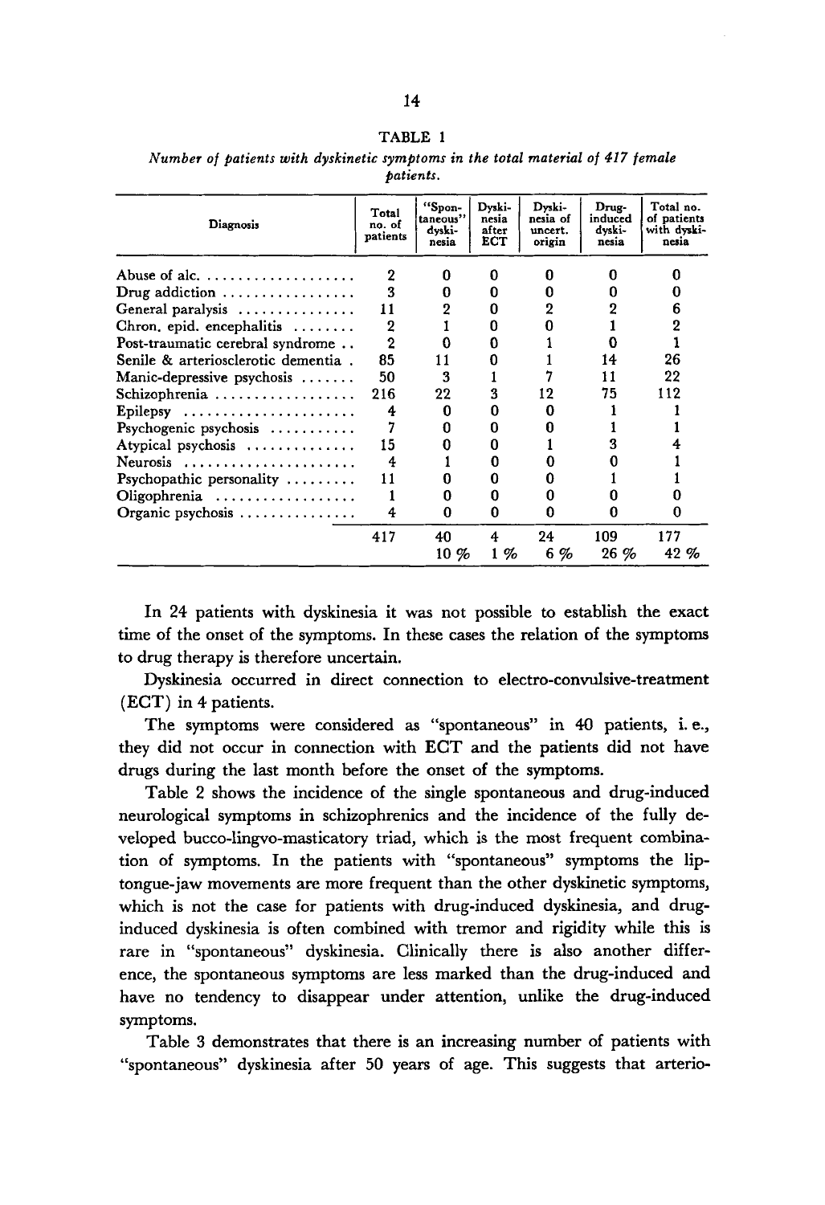TABLE 1

*Number of patients with dyskinetic symptoms in the total material of 417 female patients.*

| Diagnosis | Total no. of patients | "Spontaneous" dyskinesia | Dyskinesia after ECT | Dyskinesia of uncert. origin | Drug-induced dyskinesia | Total no. of patients with dyskinesia |
|---|---|---|---|---|---|---|
| Abuse of alc. | 2 | 0 | 0 | 0 | 0 | 0 |
| Drug addiction | 3 | 0 | 0 | 0 | 0 | 0 |
| General paralysis | 11 | 2 | 0 | 2 | 2 | 6 |
| Chron. epid. encephalitis | 2 | 1 | 0 | 0 | 1 | 2 |
| Post-traumatic cerebral syndrome | 2 | 0 | 0 | 1 | 0 | 1 |
| Senile & arteriosclerotic dementia | 85 | 11 | 0 | 1 | 14 | 26 |
| Manic-depressive psychosis | 50 | 3 | 1 | 7 | 11 | 22 |
| Schizophrenia | 216 | 22 | 3 | 12 | 75 | 112 |
| Epilepsy | 4 | 0 | 0 | 0 | 1 | 1 |
| Psychogenic psychosis | 7 | 0 | 0 | 0 | 1 | 1 |
| Atypical psychosis | 15 | 0 | 0 | 1 | 3 | 4 |
| Neurosis | 4 | 1 | 0 | 0 | 0 | 1 |
| Psychopathic personality | 11 | 0 | 0 | 0 | 1 | 1 |
| Oligophrenia | 1 | 0 | 0 | 0 | 0 | 0 |
| Organic psychosis | 4 | 0 | 0 | 0 | 0 | 0 |
| | 417 | 40 | 4 | 24 | 109 | 177 |
| | | 10 % | 1 % | 6 % | 26 % | 42 % |

In 24 patients with dyskinesia it was not possible to establish the exact time of the onset of the symptoms. In these cases the relation of the symptoms to drug therapy is therefore uncertain.

Dyskinesia occurred in direct connection to electro-convulsive-treatment (ECT) in 4 patients.

The symptoms were considered as "spontaneous" in 40 patients, i. e., they did not occur in connection with ECT and the patients did not have drugs during the last month before the onset of the symptoms.

Table 2 shows the incidence of the single spontaneous and drug-induced neurological symptoms in schizophrenics and the incidence of the fully developed bucco-lingvo-masticatory triad, which is the most frequent combination of symptoms. In the patients with "spontaneous" symptoms the lip-tongue-jaw movements are more frequent than the other dyskinetic symptoms, which is not the case for patients with drug-induced dyskinesia, and drug-induced dyskinesia is often combined with tremor and rigidity while this is rare in "spontaneous" dyskinesia. Clinically there is also another difference, the spontaneous symptoms are less marked than the drug-induced and have no tendency to disappear under attention, unlike the drug-induced symptoms.

Table 3 demonstrates that there is an increasing number of patients with "spontaneous" dyskinesia after 50 years of age. This suggests that arterio-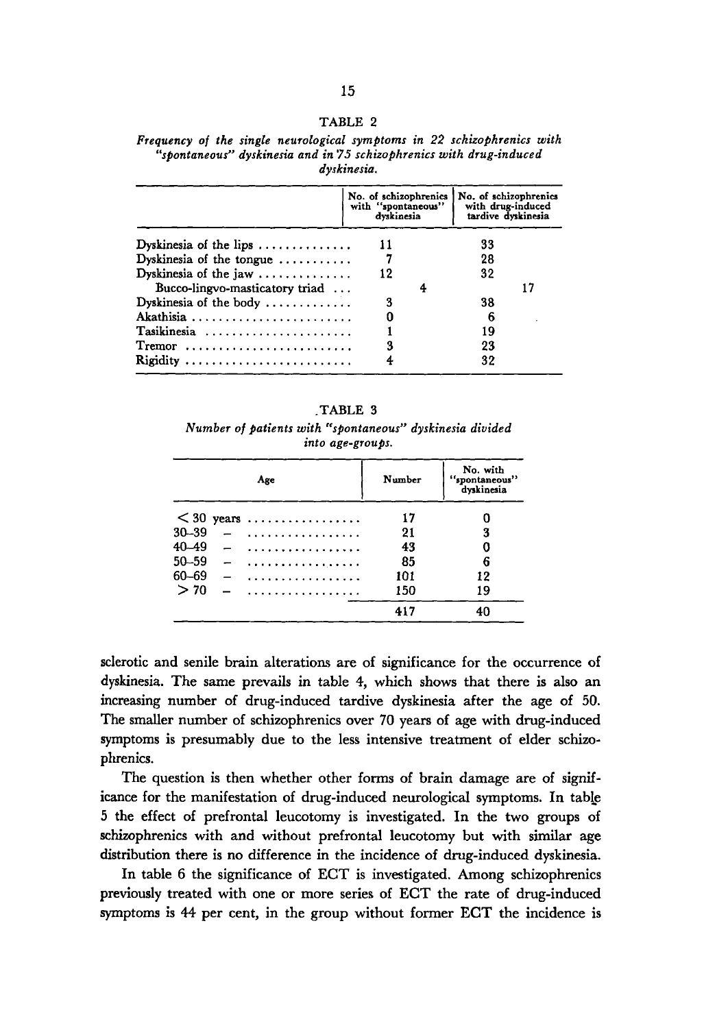TABLE 2

*Frequency of the single neurological symptoms in 22 schizophrenics with "spontaneous" dyskinesia and in 75 schizophrenics with drug-induced dyskinesia.*

| | No. of schizophrenics with "spontaneous" dyskinesia | No. of schizophrenics with drug-induced tardive dyskinesia |
|---|---|---|
| Dyskinesia of the lips | 11 | 33 |
| Dyskinesia of the tongue | 7 | 28 |
| Dyskinesia of the jaw | 12 | 32 |
| Bucco-lingvo-masticatory triad | 4 | 17 |
| Dyskinesia of the body | 3 | 38 |
| Akathisia | 0 | 6 |
| Tasikinesia | 1 | 19 |
| Tremor | 3 | 23 |
| Rigidity | 4 | 32 |

TABLE 3

*Number of patients with "spontaneous" dyskinesia divided into age-groups.*

| Age | Number | No. with "spontaneous" dyskinesia |
|---|---|---|
| < 30 years | 17 | 0 |
| 30–39 – | 21 | 3 |
| 40–49 – | 43 | 0 |
| 50–59 – | 85 | 6 |
| 60–69 – | 101 | 12 |
| > 70 – | 150 | 19 |
| | 417 | 40 |

sclerotic and senile brain alterations are of significance for the occurrence of dyskinesia. The same prevails in table 4, which shows that there is also an increasing number of drug-induced tardive dyskinesia after the age of 50. The smaller number of schizophrenics over 70 years of age with drug-induced symptoms is presumably due to the less intensive treatment of elder schizophrenics.

The question is then whether other forms of brain damage are of significance for the manifestation of drug-induced neurological symptoms. In table 5 the effect of prefrontal leucotomy is investigated. In the two groups of schizophrenics with and without prefrontal leucotomy but with similar age distribution there is no difference in the incidence of drug-induced dyskinesia.

In table 6 the significance of ECT is investigated. Among schizophrenics previously treated with one or more series of ECT the rate of drug-induced symptoms is 44 per cent, in the group without former ECT the incidence is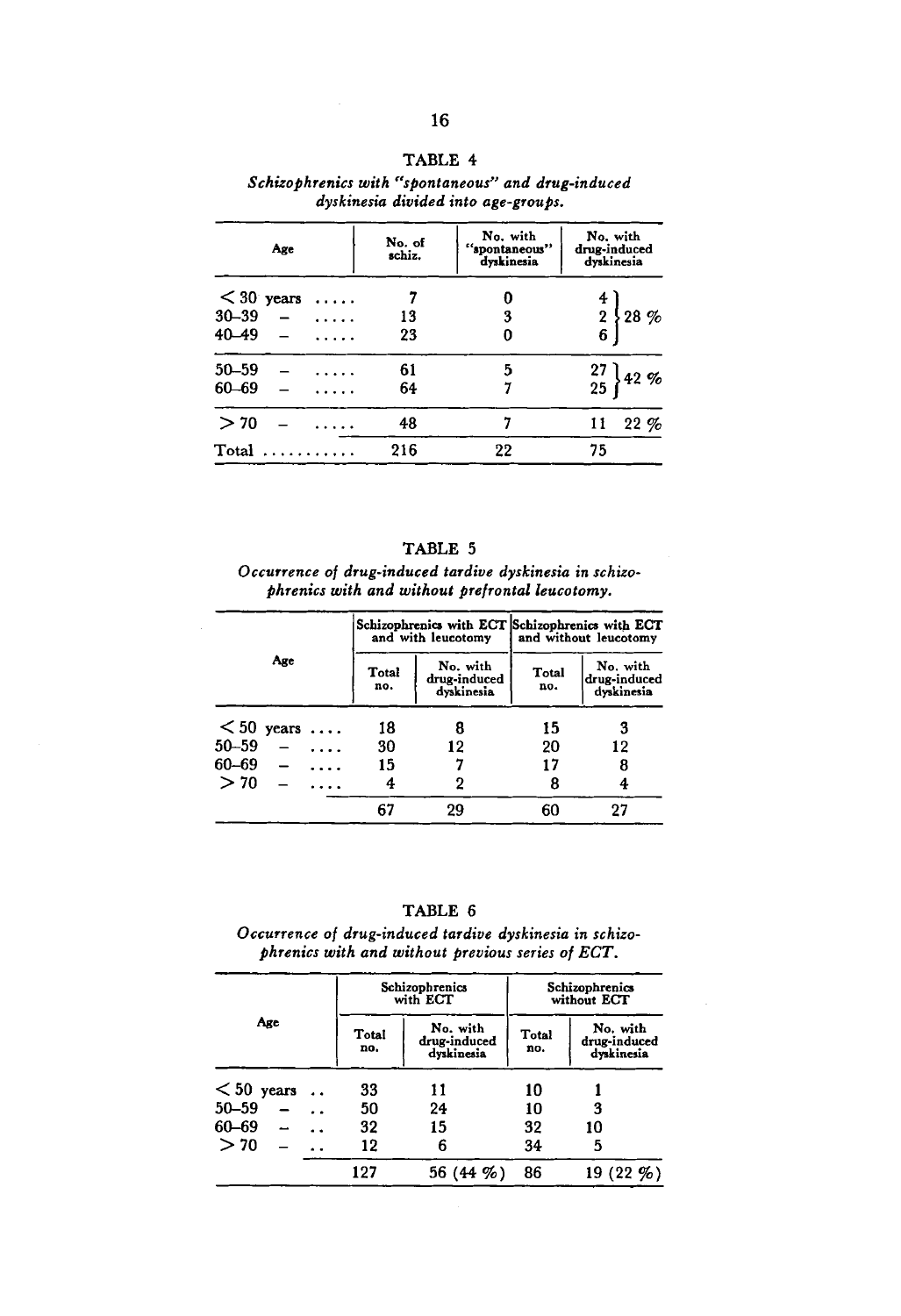TABLE 4

*Schizophrenics with "spontaneous" and drug-induced dyskinesia divided into age-groups.*

| Age | No. of schiz. | No. with "spontaneous" dyskinesia | No. with drug-induced dyskinesia | |
|---|---|---|---|---|
| < 30 years | 7 | 0 | 4 | 28 % |
| 30–39 – | 13 | 3 | 2 | |
| 40–49 – | 23 | 0 | 6 | |
| 50–59 – | 61 | 5 | 27 | 42 % |
| 60–69 – | 64 | 7 | 25 | |
| > 70 – | 48 | 7 | 11 | 22 % |
| Total | 216 | 22 | 75 | |

TABLE 5

*Occurrence of drug-induced tardive dyskinesia in schizophrenics with and without prefrontal leucotomy.*

| Age | Schizophrenics with ECT and with leucotomy | | Schizophrenics with ECT and without leucotomy | |
|---|---|---|---|---|
| | Total no. | No. with drug-induced dyskinesia | Total no. | No. with drug-induced dyskinesia |
| < 50 years | 18 | 8 | 15 | 3 |
| 50–59 – | 30 | 12 | 20 | 12 |
| 60–69 – | 15 | 7 | 17 | 8 |
| > 70 – | 4 | 2 | 8 | 4 |
| | 67 | 29 | 60 | 27 |

TABLE 6

*Occurrence of drug-induced tardive dyskinesia in schizophrenics with and without previous series of ECT.*

| Age | Schizophrenics with ECT | | Schizophrenics without ECT | |
|---|---|---|---|---|
| | Total no. | No. with drug-induced dyskinesia | Total no. | No. with drug-induced dyskinesia |
| < 50 years | 33 | 11 | 10 | 1 |
| 50–59 – | 50 | 24 | 10 | 3 |
| 60–69 – | 32 | 15 | 32 | 10 |
| > 70 – | 12 | 6 | 34 | 5 |
| | 127 | 56 (44 %) | 86 | 19 (22 %) |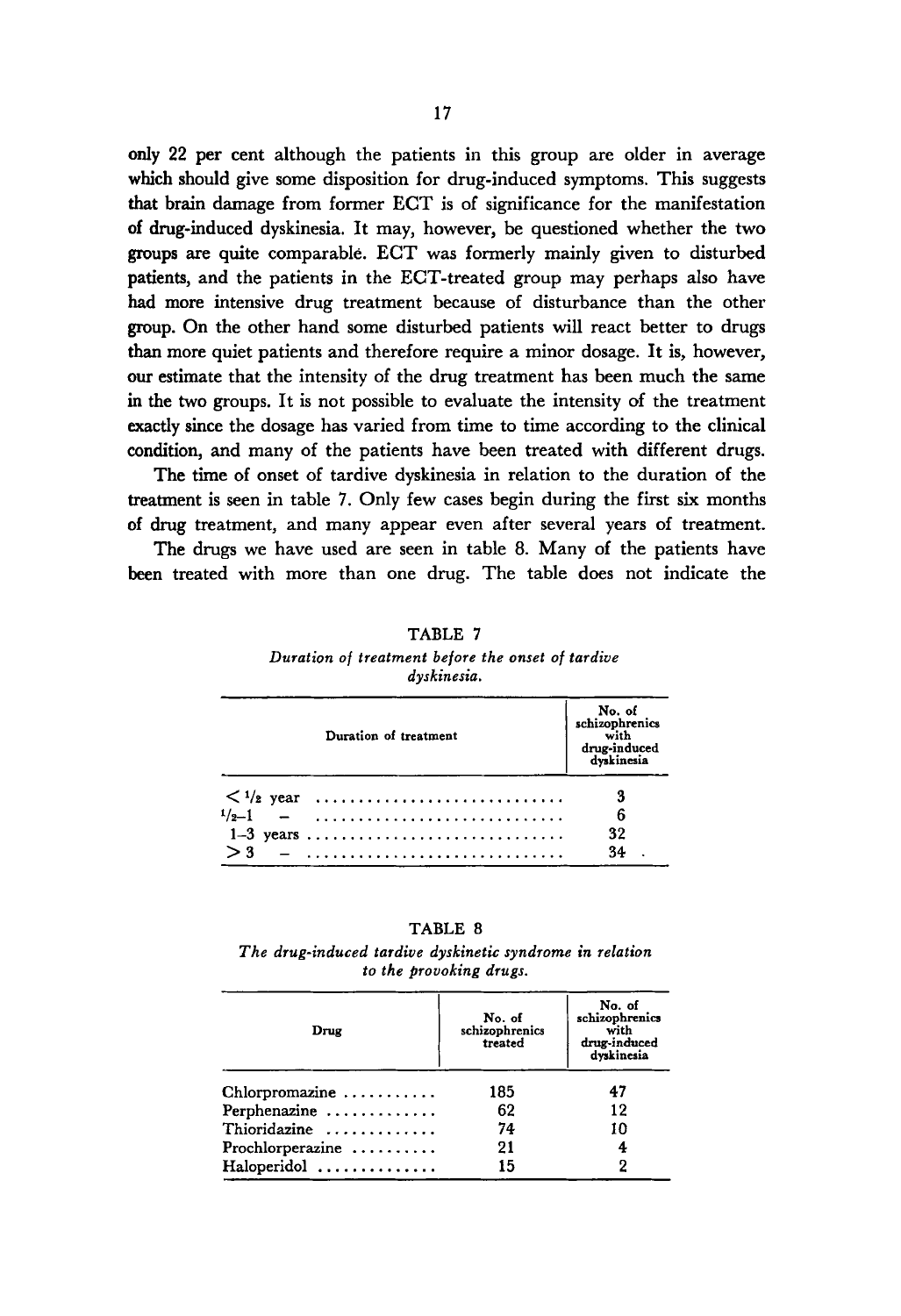only 22 per cent although the patients in this group are older in average which should give some disposition for drug-induced symptoms. This suggests that brain damage from former ECT is of significance for the manifestation of drug-induced dyskinesia. It may, however, be questioned whether the two groups are quite comparable. ECT was formerly mainly given to disturbed patients, and the patients in the ECT-treated group may perhaps also have had more intensive drug treatment because of disturbance than the other group. On the other hand some disturbed patients will react better to drugs than more quiet patients and therefore require a minor dosage. It is, however, our estimate that the intensity of the drug treatment has been much the same in the two groups. It is not possible to evaluate the intensity of the treatment exactly since the dosage has varied from time to time according to the clinical condition, and many of the patients have been treated with different drugs.

The time of onset of tardive dyskinesia in relation to the duration of the treatment is seen in table 7. Only few cases begin during the first six months of drug treatment, and many appear even after several years of treatment.

The drugs we have used are seen in table 8. Many of the patients have been treated with more than one drug. The table does not indicate the

TABLE 7

*Duration of treatment before the onset of tardive dyskinesia.*

| Duration of treatment | No. of schizophrenics with drug-induced dyskinesia |
|---|---|
| < 1/2 year | 3 |
| 1/2–1 – | 6 |
| 1–3 years | 32 |
| > 3 – | 34 |

TABLE 8

*The drug-induced tardive dyskinetic syndrome in relation to the provoking drugs.*

| Drug | No. of schizophrenics treated | No. of schizophrenics with drug-induced dyskinesia |
|---|---|---|
| Chlorpromazine | 185 | 47 |
| Perphenazine | 62 | 12 |
| Thioridazine | 74 | 10 |
| Prochlorperazine | 21 | 4 |
| Haloperidol | 15 | 2 |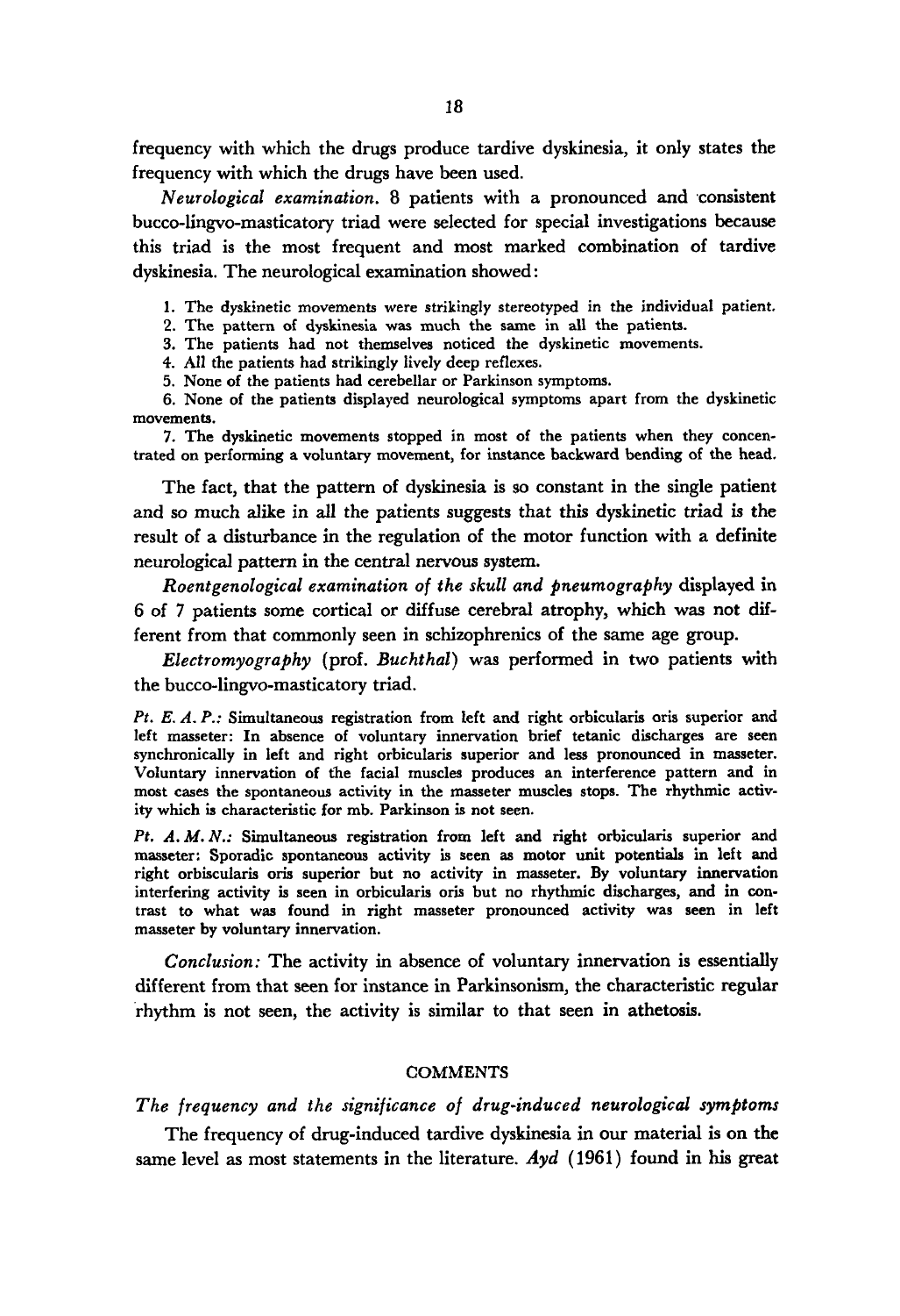frequency with which the drugs produce tardive dyskinesia, it only states the frequency with which the drugs have been used.

*Neurological examination.* 8 patients with a pronounced and consistent bucco-lingvo-masticatory triad were selected for special investigations because this triad is the most frequent and most marked combination of tardive dyskinesia. The neurological examination showed:

1. The dyskinetic movements were strikingly stereotyped in the individual patient.
2. The pattern of dyskinesia was much the same in all the patients.
3. The patients had not themselves noticed the dyskinetic movements.
4. All the patients had strikingly lively deep reflexes.
5. None of the patients had cerebellar or Parkinson symptoms.
6. None of the patients displayed neurological symptoms apart from the dyskinetic movements.
7. The dyskinetic movements stopped in most of the patients when they concentrated on performing a voluntary movement, for instance backward bending of the head.

The fact, that the pattern of dyskinesia is so constant in the single patient and so much alike in all the patients suggests that this dyskinetic triad is the result of a disturbance in the regulation of the motor function with a definite neurological pattern in the central nervous system.

*Roentgenological examination of the skull and pneumography* displayed in 6 of 7 patients some cortical or diffuse cerebral atrophy, which was not different from that commonly seen in schizophrenics of the same age group.

*Electromyography* (prof. *Buchthal*) was performed in two patients with the bucco-lingvo-masticatory triad.

*Pt. E. A. P.:* Simultaneous registration from left and right orbicularis oris superior and left masseter: In absence of voluntary innervation brief tetanic discharges are seen synchronically in left and right orbicularis superior and less pronounced in masseter. Voluntary innervation of the facial muscles produces an interference pattern and in most cases the spontaneous activity in the masseter muscles stops. The rhythmic activity which is characteristic for mb. Parkinson is not seen.

*Pt. A. M. N.:* Simultaneous registration from left and right orbicularis superior and masseter: Sporadic spontaneous activity is seen as motor unit potentials in left and right orbiscularis oris superior but no activity in masseter. By voluntary innervation interfering activity is seen in orbicularis oris but no rhythmic discharges, and in contrast to what was found in right masseter pronounced activity was seen in left masseter by voluntary innervation.

*Conclusion:* The activity in absence of voluntary innervation is essentially different from that seen for instance in Parkinsonism, the characteristic regular rhythm is not seen, the activity is similar to that seen in athetosis.

## COMMENTS

### *The frequency and the significance of drug-induced neurological symptoms*

The frequency of drug-induced tardive dyskinesia in our material is on the same level as most statements in the literature. *Ayd* (1961) found in his great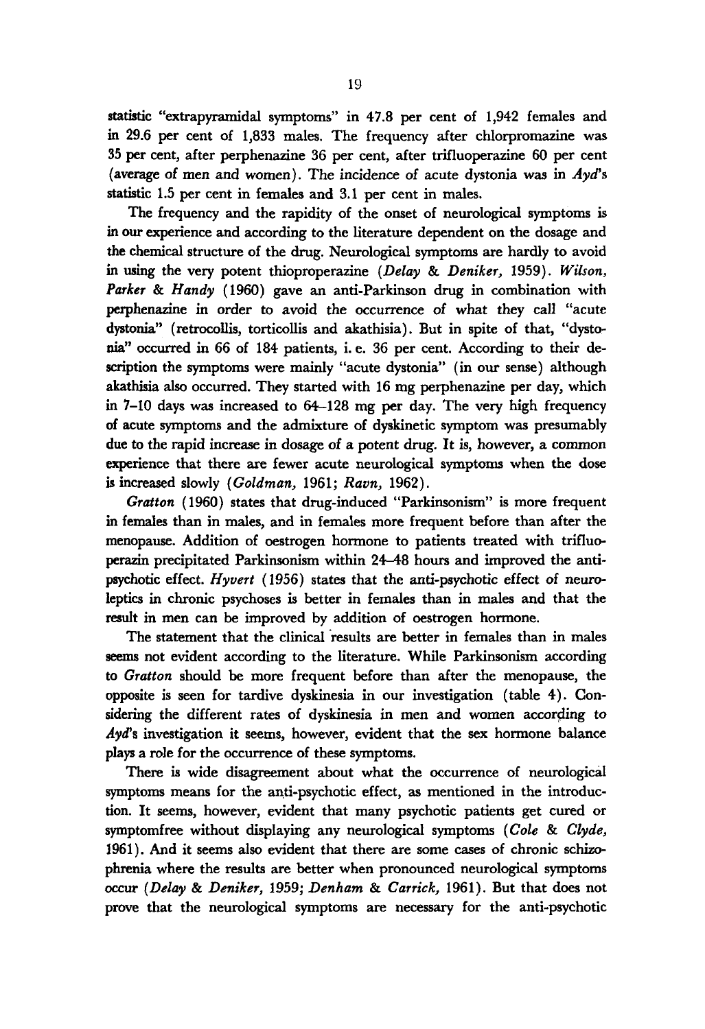statistic "extrapyramidal symptoms" in 47.8 per cent of 1,942 females and in 29.6 per cent of 1,833 males. The frequency after chlorpromazine was 35 per cent, after perphenazine 36 per cent, after trifluoperazine 60 per cent (average of men and women). The incidence of acute dystonia was in *Ayd's* statistic 1.5 per cent in females and 3.1 per cent in males.

The frequency and the rapidity of the onset of neurological symptoms is in our experience and according to the literature dependent on the dosage and the chemical structure of the drug. Neurological symptoms are hardly to avoid in using the very potent thioproperazine (*Delay* & *Deniker,* 1959). *Wilson, Parker* & *Handy* (1960) gave an anti-Parkinson drug in combination with perphenazine in order to avoid the occurrence of what they call "acute dystonia" (retrocollis, torticollis and akathisia). But in spite of that, "dystonia" occurred in 66 of 184 patients, i. e. 36 per cent. According to their description the symptoms were mainly "acute dystonia" (in our sense) although akathisia also occurred. They started with 16 mg perphenazine per day, which in 7–10 days was increased to 64–128 mg per day. The very high frequency of acute symptoms and the admixture of dyskinetic symptom was presumably due to the rapid increase in dosage of a potent drug. It is, however, a common experience that there are fewer acute neurological symptoms when the dose is increased slowly (*Goldman,* 1961; *Ravn,* 1962).

*Gratton* (1960) states that drug-induced "Parkinsonism" is more frequent in females than in males, and in females more frequent before than after the menopause. Addition of oestrogen hormone to patients treated with trifluoperazin precipitated Parkinsonism within 24–48 hours and improved the anti-psychotic effect. *Hyvert* (1956) states that the anti-psychotic effect of neuroleptics in chronic psychoses is better in females than in males and that the result in men can be improved by addition of oestrogen hormone.

The statement that the clinical results are better in females than in males seems not evident according to the literature. While Parkinsonism according to *Gratton* should be more frequent before than after the menopause, the opposite is seen for tardive dyskinesia in our investigation (table 4). Considering the different rates of dyskinesia in men and women according to *Ayd's* investigation it seems, however, evident that the sex hormone balance plays a role for the occurrence of these symptoms.

There is wide disagreement about what the occurrence of neurological symptoms means for the anti-psychotic effect, as mentioned in the introduction. It seems, however, evident that many psychotic patients get cured or symptomfree without displaying any neurological symptoms (*Cole* & *Clyde,* 1961). And it seems also evident that there are some cases of chronic schizophrenia where the results are better when pronounced neurological symptoms occur (*Delay* & *Deniker,* 1959; *Denham* & *Carrick,* 1961). But that does not prove that the neurological symptoms are necessary for the anti-psychotic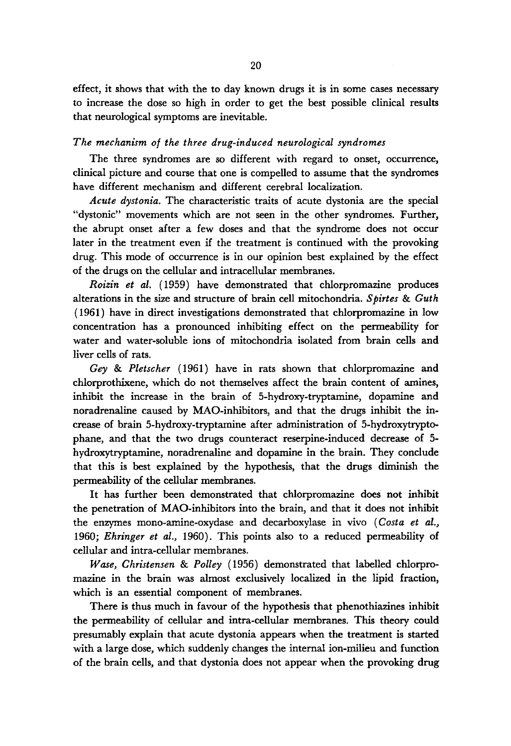effect, it shows that with the to day known drugs it is in some cases necessary to increase the dose so high in order to get the best possible clinical results that neurological symptoms are inevitable.

### *The mechanism of the three drug-induced neurological syndromes*

The three syndromes are so different with regard to onset, occurrence, clinical picture and course that one is compelled to assume that the syndromes have different mechanism and different cerebral localization.

*Acute dystonia.* The characteristic traits of acute dystonia are the special "dystonic" movements which are not seen in the other syndromes. Further, the abrupt onset after a few doses and that the syndrome does not occur later in the treatment even if the treatment is continued with the provoking drug. This mode of occurrence is in our opinion best explained by the effect of the drugs on the cellular and intracellular membranes.

*Roizin et al.* (1959) have demonstrated that chlorpromazine produces alterations in the size and structure of brain cell mitochondria. *Spirtes & Guth* (1961) have in direct investigations demonstrated that chlorpromazine in low concentration has a pronounced inhibiting effect on the permeability for water and water-soluble ions of mitochondria isolated from brain cells and liver cells of rats.

*Gey & Pletscher* (1961) have in rats shown that chlorpromazine and chlorprothixene, which do not themselves affect the brain content of amines, inhibit the increase in the brain of 5-hydroxy-tryptamine, dopamine and noradrenaline caused by MAO-inhibitors, and that the drugs inhibit the increase of brain 5-hydroxy-tryptamine after administration of 5-hydroxytryptophane, and that the two drugs counteract reserpine-induced decrease of 5-hydroxytryptamine, noradrenaline and dopamine in the brain. They conclude that this is best explained by the hypothesis, that the drugs diminish the permeability of the cellular membranes.

It has further been demonstrated that chlorpromazine does not inhibit the penetration of MAO-inhibitors into the brain, and that it does not inhibit the enzymes mono-amine-oxydase and decarboxylase in vivo (*Costa et al.,* 1960; *Ehringer et al.,* 1960). This points also to a reduced permeability of cellular and intra-cellular membranes.

*Wase, Christensen & Polley* (1956) demonstrated that labelled chlorpromazine in the brain was almost exclusively localized in the lipid fraction, which is an essential component of membranes.

There is thus much in favour of the hypothesis that phenothiazines inhibit the permeability of cellular and intra-cellular membranes. This theory could presumably explain that acute dystonia appears when the treatment is started with a large dose, which suddenly changes the internal ion-milieu and function of the brain cells, and that dystonia does not appear when the provoking drug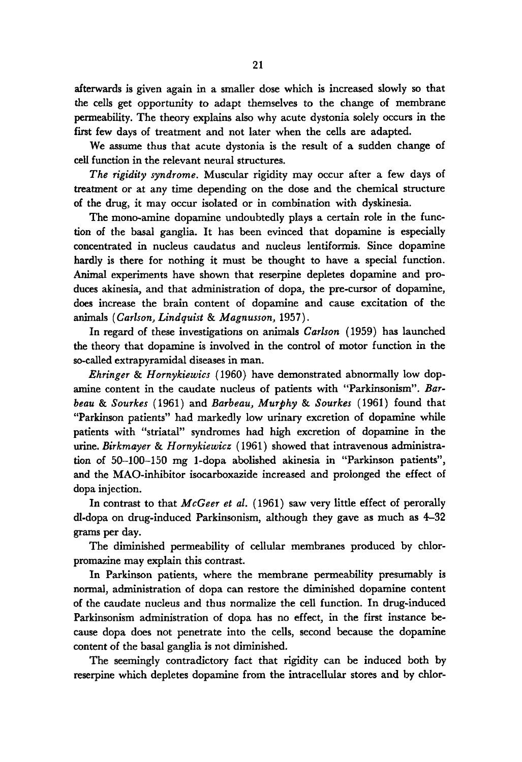afterwards is given again in a smaller dose which is increased slowly so that the cells get opportunity to adapt themselves to the change of membrane permeability. The theory explains also why acute dystonia solely occurs in the first few days of treatment and not later when the cells are adapted.

We assume thus that acute dystonia is the result of a sudden change of cell function in the relevant neural structures.

*The rigidity syndrome.* Muscular rigidity may occur after a few days of treatment or at any time depending on the dose and the chemical structure of the drug, it may occur isolated or in combination with dyskinesia.

The mono-amine dopamine undoubtedly plays a certain role in the function of the basal ganglia. It has been evinced that dopamine is especially concentrated in nucleus caudatus and nucleus lentiformis. Since dopamine hardly is there for nothing it must be thought to have a special function. Animal experiments have shown that reserpine depletes dopamine and produces akinesia, and that administration of dopa, the pre-cursor of dopamine, does increase the brain content of dopamine and cause excitation of the animals (*Carlson, Lindquist & Magnusson,* 1957).

In regard of these investigations on animals *Carlson* (1959) has launched the theory that dopamine is involved in the control of motor function in the so-called extrapyramidal diseases in man.

*Ehringer & Hornykiewics* (1960) have demonstrated abnormally low dopamine content in the caudate nucleus of patients with "Parkinsonism". *Barbeau & Sourkes* (1961) and *Barbeau, Murphy & Sourkes* (1961) found that "Parkinson patients" had markedly low urinary excretion of dopamine while patients with "striatal" syndromes had high excretion of dopamine in the urine. *Birkmayer & Hornykiewicz* (1961) showed that intravenous administration of 50–100–150 mg l-dopa abolished akinesia in "Parkinson patients", and the MAO-inhibitor isocarboxazide increased and prolonged the effect of dopa injection.

In contrast to that *McGeer et al.* (1961) saw very little effect of perorally dl-dopa on drug-induced Parkinsonism, although they gave as much as 4–32 grams per day.

The diminished permeability of cellular membranes produced by chlorpromazine may explain this contrast.

In Parkinson patients, where the membrane permeability presumably is normal, administration of dopa can restore the diminished dopamine content of the caudate nucleus and thus normalize the cell function. In drug-induced Parkinsonism administration of dopa has no effect, in the first instance because dopa does not penetrate into the cells, second because the dopamine content of the basal ganglia is not diminished.

The seemingly contradictory fact that rigidity can be induced both by reserpine which depletes dopamine from the intracellular stores and by chlor-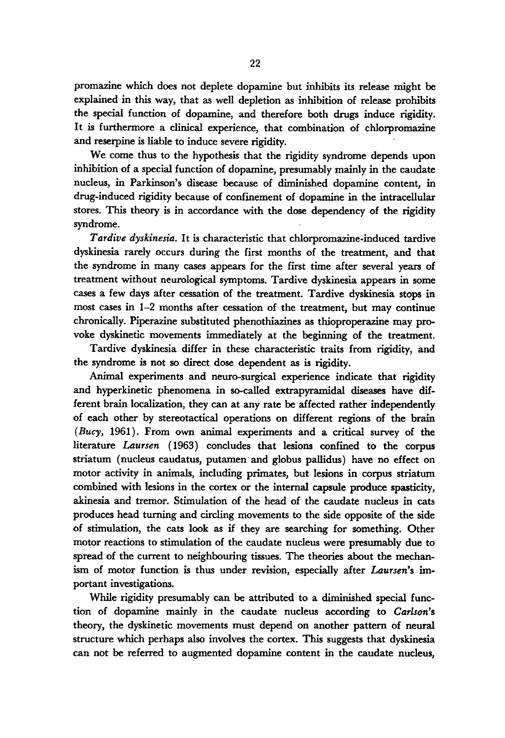promazine which does not deplete dopamine but inhibits its release might be explained in this way, that as well depletion as inhibition of release prohibits the special function of dopamine, and therefore both drugs induce rigidity. It is furthermore a clinical experience, that combination of chlorpromazine and reserpine is liable to induce severe rigidity.

We come thus to the hypothesis that the rigidity syndrome depends upon inhibition of a special function of dopamine, presumably mainly in the caudate nucleus, in Parkinson's disease because of diminished dopamine content, in drug-induced rigidity because of confinement of dopamine in the intracellular stores. This theory is in accordance with the dose dependency of the rigidity syndrome.

*Tardive dyskinesia.* It is characteristic that chlorpromazine-induced tardive dyskinesia rarely occurs during the first months of the treatment, and that the syndrome in many cases appears for the first time after several years of treatment without neurological symptoms. Tardive dyskinesia appears in some cases a few days after cessation of the treatment. Tardive dyskinesia stops in most cases in 1–2 months after cessation of the treatment, but may continue chronically. Piperazine substituted phenothiazines as thioproperazine may provoke dyskinetic movements immediately at the beginning of the treatment.

Tardive dyskinesia differ in these characteristic traits from rigidity, and the syndrome is not so direct dose dependent as is rigidity.

Animal experiments and neuro-surgical experience indicate that rigidity and hyperkinetic phenomena in so-called extrapyramidal diseases have different brain localization, they can at any rate be affected rather independently of each other by stereotactical operations on different regions of the brain (*Bucy,* 1961). From own animal experiments and a critical survey of the literature *Laursen* (1963) concludes that lesions confined to the corpus striatum (nucleus caudatus, putamen and globus pallidus) have no effect on motor activity in animals, including primates, but lesions in corpus striatum combined with lesions in the cortex or the internal capsule produce spasticity, akinesia and tremor. Stimulation of the head of the caudate nucleus in cats produces head turning and circling movements to the side opposite of the side of stimulation, the cats look as if they are searching for something. Other motor reactions to stimulation of the caudate nucleus were presumably due to spread of the current to neighbouring tissues. The theories about the mechanism of motor function is thus under revision, especially after *Laursen*'s important investigations.

While rigidity presumably can be attributed to a diminished special function of dopamine mainly in the caudate nucleus according to *Carlson*'s theory, the dyskinetic movements must depend on another pattern of neural structure which perhaps also involves the cortex. This suggests that dyskinesia can not be referred to augmented dopamine content in the caudate nucleus,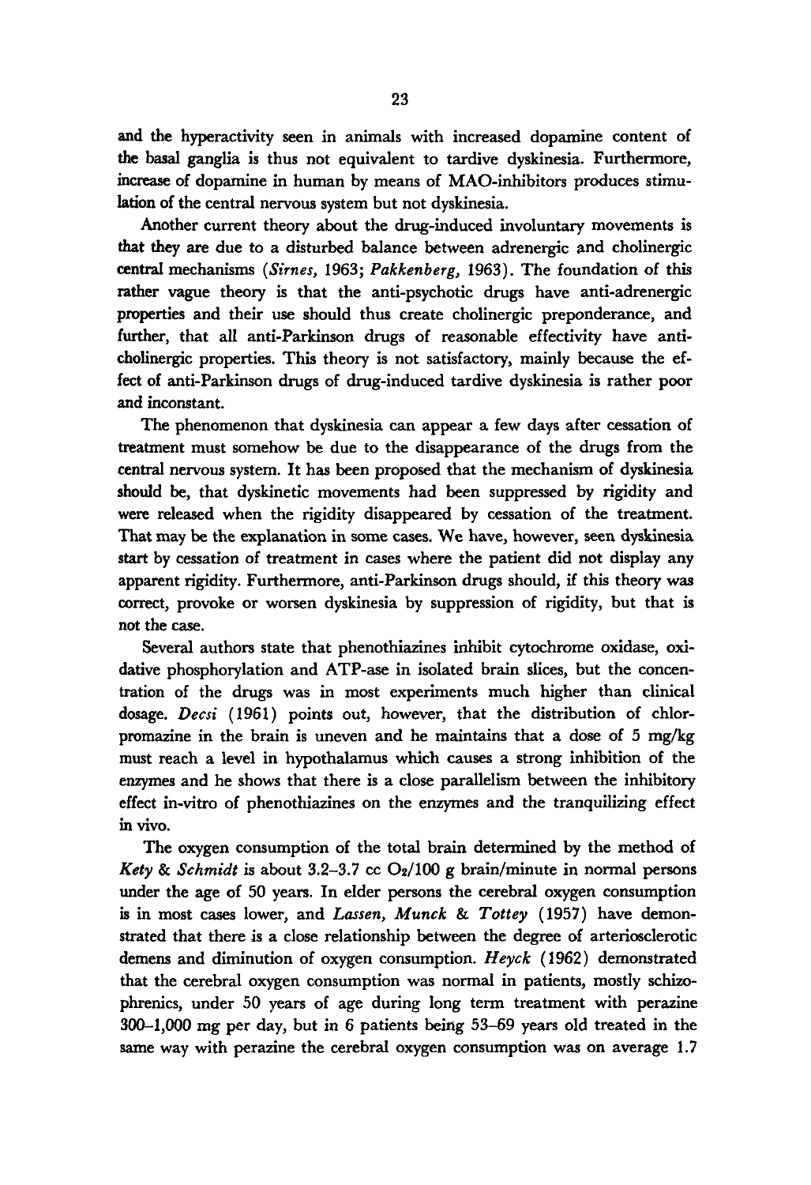and the hyperactivity seen in animals with increased dopamine content of the basal ganglia is thus not equivalent to tardive dyskinesia. Furthermore, increase of dopamine in human by means of MAO-inhibitors produces stimulation of the central nervous system but not dyskinesia.

Another current theory about the drug-induced involuntary movements is that they are due to a disturbed balance between adrenergic and cholinergic central mechanisms (*Sirnes*, 1963; *Pakkenberg*, 1963). The foundation of this rather vague theory is that the anti-psychotic drugs have anti-adrenergic properties and their use should thus create cholinergic preponderance, and further, that all anti-Parkinson drugs of reasonable effectivity have anti-cholinergic properties. This theory is not satisfactory, mainly because the effect of anti-Parkinson drugs of drug-induced tardive dyskinesia is rather poor and inconstant.

The phenomenon that dyskinesia can appear a few days after cessation of treatment must somehow be due to the disappearance of the drugs from the central nervous system. It has been proposed that the mechanism of dyskinesia should be, that dyskinetic movements had been suppressed by rigidity and were released when the rigidity disappeared by cessation of the treatment. That may be the explanation in some cases. We have, however, seen dyskinesia start by cessation of treatment in cases where the patient did not display any apparent rigidity. Furthermore, anti-Parkinson drugs should, if this theory was correct, provoke or worsen dyskinesia by suppression of rigidity, but that is not the case.

Several authors state that phenothiazines inhibit cytochrome oxidase, oxidative phosphorylation and ATP-ase in isolated brain slices, but the concentration of the drugs was in most experiments much higher than clinical dosage. *Decsi* (1961) points out, however, that the distribution of chlorpromazine in the brain is uneven and he maintains that a dose of 5 mg/kg must reach a level in hypothalamus which causes a strong inhibition of the enzymes and he shows that there is a close parallelism between the inhibitory effect in-vitro of phenothiazines on the enzymes and the tranquilizing effect in vivo.

The oxygen consumption of the total brain determined by the method of *Kety* & *Schmidt* is about 3.2–3.7 cc $O_2$/100 g brain/minute in normal persons under the age of 50 years. In elder persons the cerebral oxygen consumption is in most cases lower, and *Lassen, Munck* & *Tottey* (1957) have demonstrated that there is a close relationship between the degree of arteriosclerotic demens and diminution of oxygen consumption. *Heyck* (1962) demonstrated that the cerebral oxygen consumption was normal in patients, mostly schizophrenics, under 50 years of age during long term treatment with perazine 300–1,000 mg per day, but in 6 patients being 53–69 years old treated in the same way with perazine the cerebral oxygen consumption was on average 1.7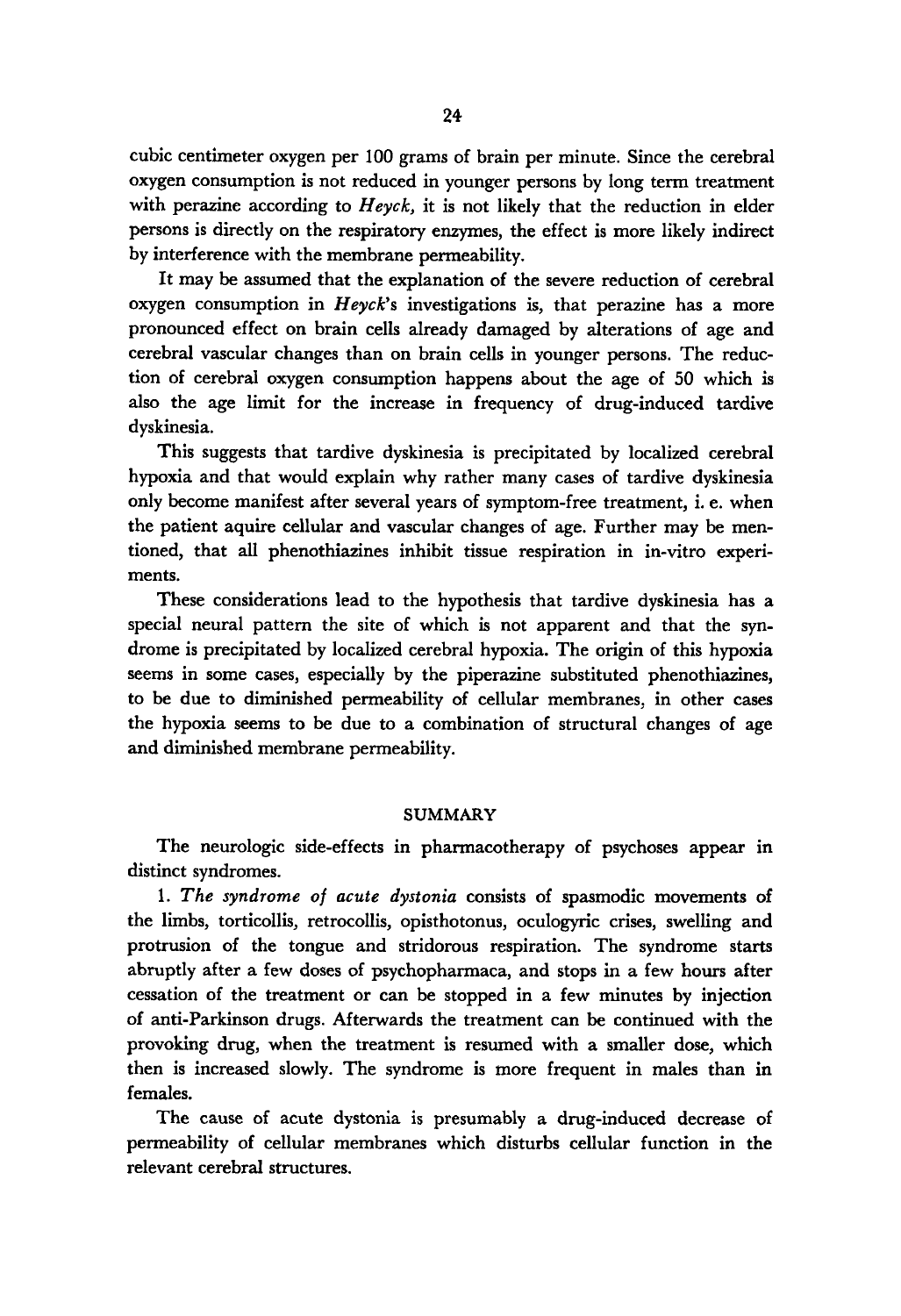cubic centimeter oxygen per 100 grams of brain per minute. Since the cerebral oxygen consumption is not reduced in younger persons by long term treatment with perazine according to *Heyck*, it is not likely that the reduction in elder persons is directly on the respiratory enzymes, the effect is more likely indirect by interference with the membrane permeability.

It may be assumed that the explanation of the severe reduction of cerebral oxygen consumption in *Heyck's* investigations is, that perazine has a more pronounced effect on brain cells already damaged by alterations of age and cerebral vascular changes than on brain cells in younger persons. The reduction of cerebral oxygen consumption happens about the age of 50 which is also the age limit for the increase in frequency of drug-induced tardive dyskinesia.

This suggests that tardive dyskinesia is precipitated by localized cerebral hypoxia and that would explain why rather many cases of tardive dyskinesia only become manifest after several years of symptom-free treatment, i. e. when the patient aquire cellular and vascular changes of age. Further may be mentioned, that all phenothiazines inhibit tissue respiration in in-vitro experiments.

These considerations lead to the hypothesis that tardive dyskinesia has a special neural pattern the site of which is not apparent and that the syndrome is precipitated by localized cerebral hypoxia. The origin of this hypoxia seems in some cases, especially by the piperazine substituted phenothiazines, to be due to diminished permeability of cellular membranes, in other cases the hypoxia seems to be due to a combination of structural changes of age and diminished membrane permeability.

## SUMMARY

The neurologic side-effects in pharmacotherapy of psychoses appear in distinct syndromes.

1. *The syndrome of acute dystonia* consists of spasmodic movements of the limbs, torticollis, retrocollis, opisthotonus, oculogyric crises, swelling and protrusion of the tongue and stridorous respiration. The syndrome starts abruptly after a few doses of psychopharmaca, and stops in a few hours after cessation of the treatment or can be stopped in a few minutes by injection of anti-Parkinson drugs. Afterwards the treatment can be continued with the provoking drug, when the treatment is resumed with a smaller dose, which then is increased slowly. The syndrome is more frequent in males than in females.

The cause of acute dystonia is presumably a drug-induced decrease of permeability of cellular membranes which disturbs cellular function in the relevant cerebral structures.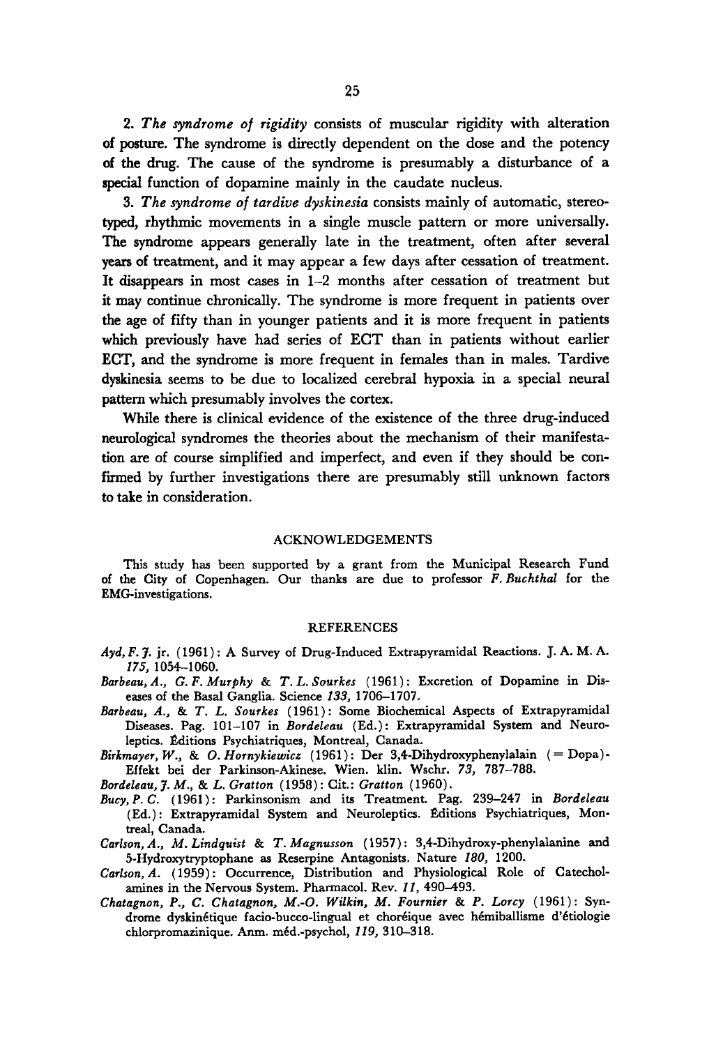2. *The syndrome of rigidity* consists of muscular rigidity with alteration of posture. The syndrome is directly dependent on the dose and the potency of the drug. The cause of the syndrome is presumably a disturbance of a special function of dopamine mainly in the caudate nucleus.

3. *The syndrome of tardive dyskinesia* consists mainly of automatic, stereotyped, rhythmic movements in a single muscle pattern or more universally. The syndrome appears generally late in the treatment, often after several years of treatment, and it may appear a few days after cessation of treatment. It disappears in most cases in 1–2 months after cessation of treatment but it may continue chronically. The syndrome is more frequent in patients over the age of fifty than in younger patients and it is more frequent in patients which previously have had series of ECT than in patients without earlier ECT, and the syndrome is more frequent in females than in males. Tardive dyskinesia seems to be due to localized cerebral hypoxia in a special neural pattern which presumably involves the cortex.

While there is clinical evidence of the existence of the three drug-induced neurological syndromes the theories about the mechanism of their manifestation are of course simplified and imperfect, and even if they should be confirmed by further investigations there are presumably still unknown factors to take in consideration.

## ACKNOWLEDGEMENTS

This study has been supported by a grant from the Municipal Research Fund of the City of Copenhagen. Our thanks are due to professor *F. Buchthal* for the EMG-investigations.

## REFERENCES

*Ayd, F. J.* jr. (1961): A Survey of Drug-Induced Extrapyramidal Reactions. J. A. M. A. *175*, 1054–1060.

*Barbeau, A., G. F. Murphy & T. L. Sourkes* (1961): Excretion of Dopamine in Diseases of the Basal Ganglia. Science *133*, 1706–1707.

*Barbeau, A., & T. L. Sourkes* (1961): Some Biochemical Aspects of Extrapyramidal Diseases. Pag. 101–107 in *Bordeleau* (Ed.): Extrapyramidal System and Neuroleptics. Éditions Psychiatriques, Montreal, Canada.

*Birkmayer, W., & O. Hornykiewicz* (1961): Der 3,4-Dihydroxyphenylalain (= Dopa)-Effekt bei der Parkinson-Akinese. Wien. klin. Wschr. *73*, 787–788.

*Bordeleau, J. M., & L. Gratton* (1958): Cit.: *Gratton* (1960).

*Bucy, P. C.* (1961): Parkinsonism and its Treatment. Pag. 239–247 in *Bordeleau* (Ed.): Extrapyramidal System and Neuroleptics. Éditions Psychiatriques, Montreal, Canada.

*Carlson, A., M. Lindquist & T. Magnusson* (1957): 3,4-Dihydroxy-phenylalanine and 5-Hydroxytryptophane as Reserpine Antagonists. Nature *180*, 1200.

*Carlson, A.* (1959): Occurrence, Distribution and Physiological Role of Catecholamines in the Nervous System. Pharmacol. Rev. *11*, 490–493.

*Chatagnon, P., C. Chatagnon, M.-O. Wilkin, M. Fournier & P. Lorcy* (1961): Syndrome dyskinétique facio-bucco-lingual et choréique avec hémiballisme d'étiologie chlorpromazinique. Anm. méd.-psychol, *119*, 310–318.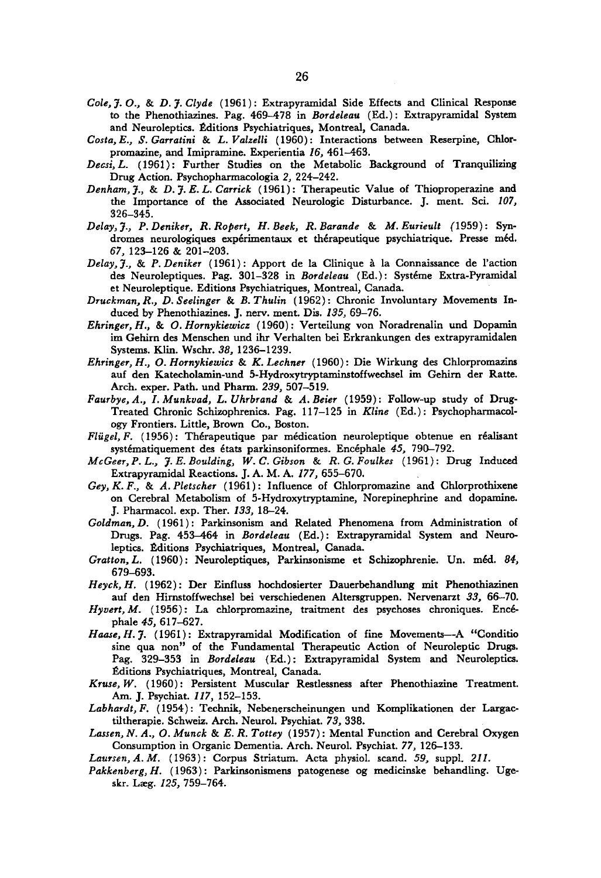*Cole, J. O.,* & *D. J. Clyde* (1961): Extrapyramidal Side Effects and Clinical Response to the Phenothiazines. Pag. 469–478 in *Bordeleau* (Ed.): Extrapyramidal System and Neuroleptics. Éditions Psychiatriques, Montreal, Canada.

*Costa, E., S. Garratini* & *L. Valzelli* (1960): Interactions between Reserpine, Chlorpromazine, and Imipramine. Experientia *16,* 461–463.

*Decsi, L.* (1961): Further Studies on the Metabolic Background of Tranquilizing Drug Action. Psychopharmacologia *2,* 224–242.

*Denham, J.,* & *D. J. E. L. Carrick* (1961): Therapeutic Value of Thioproperazine and the Importance of the Associated Neurologic Disturbance. J. ment. Sci. *107,* 326–345.

*Delay, J., P. Deniker, R. Ropert, H. Beek, R. Barande* & *M. Eurieult* (1959): Syndromes neurologiques expérimentaux et thérapeutique psychiatrique. Presse méd. *67,* 123–126 & 201–203.

*Delay, J.,* & *P. Deniker* (1961): Apport de la Clinique à la Connaissance de l'action des Neuroleptiques. Pag. 301–328 in *Bordeleau* (Ed.): Systéme Extra-Pyramidal et Neuroleptique. Editions Psychiatriques, Montreal, Canada.

*Druckman, R., D. Seelinger* & *B. Thulin* (1962): Chronic Involuntary Movements Induced by Phenothiazines. J. nerv. ment. Dis. *135,* 69–76.

*Ehringer, H.,* & *O. Hornykiewicz* (1960): Verteilung von Noradrenalin und Dopamin im Gehirn des Menschen und ihr Verhalten bei Erkrankungen des extrapyramidalen Systems. Klin. Wschr. *38,* 1236–1239.

*Ehringer, H., O. Hornykiewicz* & *K. Lechner* (1960): Die Wirkung des Chlorpromazins auf den Katecholamin-und 5-Hydroxytryptaminstoffwechsel im Gehirn der Ratte. Arch. exper. Path. und Pharm. *239,* 507–519.

*Faurbye, A., I. Munkvad, L. Uhrbrand* & *A. Beier* (1959): Follow-up study of Drug-Treated Chronic Schizophrenics. Pag. 117–125 in *Kline* (Ed.): Psychopharmacology Frontiers. Little, Brown Co., Boston.

*Flügel, F.* (1956): Thérapeutique par médication neuroleptique obtenue en réalisant systématiquement des états parkinsoniformes. Encéphale *45,* 790–792.

*McGeer, P. L., J. E. Boulding, W. C. Gibson* & *R. G. Foulkes* (1961): Drug Induced Extrapyramidal Reactions. J. A. M. A. *177,* 655–670.

*Gey, K. F.,* & *A. Pletscher* (1961): Influence of Chlorpromazine and Chlorprothixene on Cerebral Metabolism of 5-Hydroxytryptamine, Norepinephrine and dopamine. J. Pharmacol. exp. Ther. *133,* 18–24.

*Goldman, D.* (1961): Parkinsonism and Related Phenomena from Administration of Drugs. Pag. 453–464 in *Bordeleau* (Ed.): Extrapyramidal System and Neuroleptics. Éditions Psychiatriques, Montreal, Canada.

*Gratton, L.* (1960): Neuroleptiques, Parkinsonisme et Schizophrenie. Un. méd. *84,* 679–693.

*Heyck, H.* (1962): Der Einfluss hochdosierter Dauerbehandlung mit Phenothiazinen auf den Hirnstoffwechsel bei verschiedenen Altersgruppen. Nervenarzt *33,* 66–70.

*Hyvert, M.* (1956): La chlorpromazine, traitment des psychoses chroniques. Encéphale *45,* 617–627.

*Haase, H. J.* (1961): Extrapyramidal Modification of fine Movements—A "Conditio sine qua non" of the Fundamental Therapeutic Action of Neuroleptic Drugs. Pag. 329–353 in *Bordeleau* (Ed.): Extrapyramidal System and Neuroleptics. Éditions Psychiatriques, Montreal, Canada.

*Kruse, W.* (1960): Persistent Muscular Restlessness after Phenothiazine Treatment. Am. J. Psychiat. *117,* 152–153.

*Labhardt, F.* (1954): Technik, Nebenerscheinungen und Komplikationen der Largactiltherapie. Schweiz. Arch. Neurol. Psychiat. *73,* 338.

*Lassen, N. A., O. Munck* & *E. R. Tottey* (1957): Mental Function and Cerebral Oxygen Consumption in Organic Dementia. Arch. Neurol. Psychiat. *77,* 126–133.

*Laursen, A. M.* (1963): Corpus Striatum. Acta physiol. scand. *59,* suppl. *211.*

*Pakkenberg, H.* (1963): Parkinsonismens patogenese og medicinske behandling. Ugeskr. Læg. *125,* 759–764.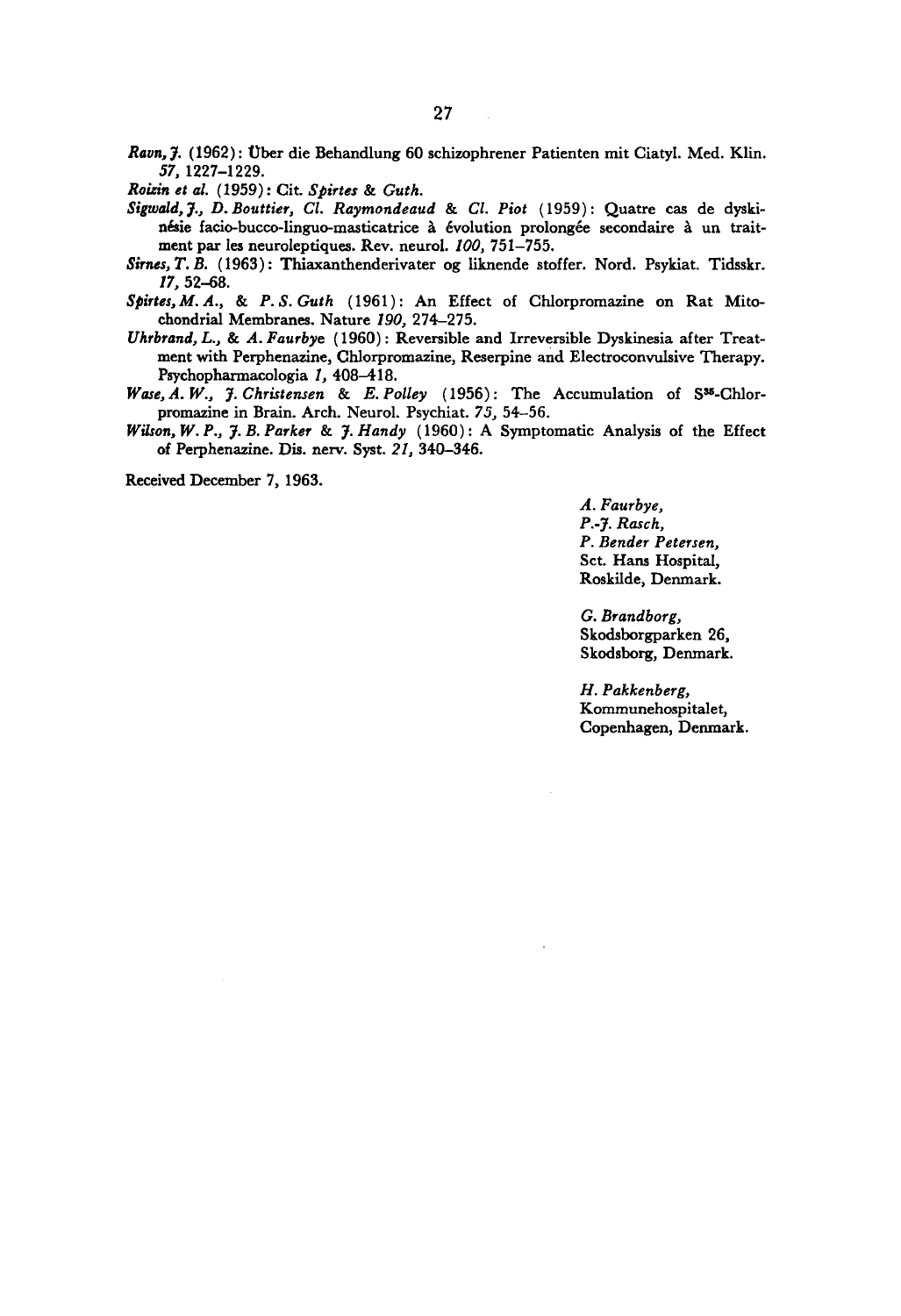*Ravn, J.* (1962): Über die Behandlung 60 schizophrener Patienten mit Ciatyl. Med. Klin. *57*, 1227–1229.

*Roizin et al.* (1959): Cit. *Spirtes & Guth.*

*Sigwald, J., D. Bouttier, Cl. Raymondeaud & Cl. Piot* (1959): Quatre cas de dyskinésie facio-bucco-linguo-masticatrice à évolution prolongée secondaire à un traitment par les neuroleptiques. Rev. neurol. *100*, 751–755.

*Sirnes, T. B.* (1963): Thiaxanthenderivater og liknende stoffer. Nord. Psykiat. Tidsskr. *17*, 52–68.

*Spirtes, M. A., & P. S. Guth* (1961): An Effect of Chlorpromazine on Rat Mitochondrial Membranes. Nature *190*, 274–275.

*Uhrbrand, L., & A. Faurbye* (1960): Reversible and Irreversible Dyskinesia after Treatment with Perphenazine, Chlorpromazine, Reserpine and Electroconvulsive Therapy. Psychopharmacologia *1*, 408–418.

*Wase, A. W., J. Christensen & E. Polley* (1956): The Accumulation of $S^{35}$-Chlorpromazine in Brain. Arch. Neurol. Psychiat. *75*, 54–56.

*Wilson, W. P., J. B. Parker & J. Handy* (1960): A Symptomatic Analysis of the Effect of Perphenazine. Dis. nerv. Syst. *21*, 340–346.

Received December 7, 1963.

*A. Faurbye,*
*P.-J. Rasch,*
*P. Bender Petersen,*
Sct. Hans Hospital,
Roskilde, Denmark.

*G. Brandborg,*
Skodsborgparken 26,
Skodsborg, Denmark.

*H. Pakkenberg,*
Kommunehospitalet,
Copenhagen, Denmark.